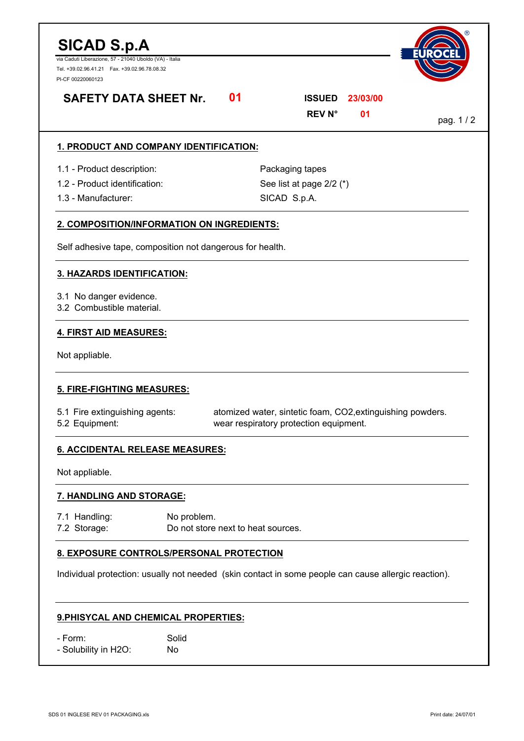# SICAD S.p.A

via Caduti Liberazione, 57 - 21040 Uboldo (VA) - Italia

Tel. +39.02.96.41.21 Fax. +39.02.96.78.08.32

PI-CF 00220060123

**SAFETY DATA SHEET Nr. 01**

**ISSUED 23/03/00**

**REV N° 01**

## 1. PRODUCT AND COMPANY IDENTIFICATION:

| | |
|---|---|
| 1.1 - Product description: | Packaging tapes |
| 1.2 - Product identification: | See list at page 2/2 (*) |
| 1.3 - Manufacturer: | SICAD S.p.A. |

## 2. COMPOSITION/INFORMATION ON INGREDIENTS:

Self adhesive tape, composition not dangerous for health.

## 3. HAZARDS IDENTIFICATION:

3.1 No danger evidence.
3.2 Combustible material.

## 4. FIRST AID MEASURES:

Not appliable.

## 5. FIRE-FIGHTING MEASURES:

| | |
|---|---|
| 5.1 Fire extinguishing agents: | atomized water, sintetic foam, $CO_2$,extinguishing powders. |
| 5.2 Equipment: | wear respiratory protection equipment. |

## 6. ACCIDENTAL RELEASE MEASURES:

Not appliable.

## 7. HANDLING AND STORAGE:

| | |
|---|---|
| 7.1 Handling: | No problem. |
| 7.2 Storage: | Do not store next to heat sources. |

## 8. EXPOSURE CONTROLS/PERSONAL PROTECTION

Individual protection: usually not needed (skin contact in some people can cause allergic reaction).

## 9.PHISYCAL AND CHEMICAL PROPERTIES:

| | |
|---|---|
| - Form: | Solid |
| - Solubility in $H_2O$: | No |

SDS 01 INGLESE REV 01 PACKAGING.xls

Print date: 24/07/01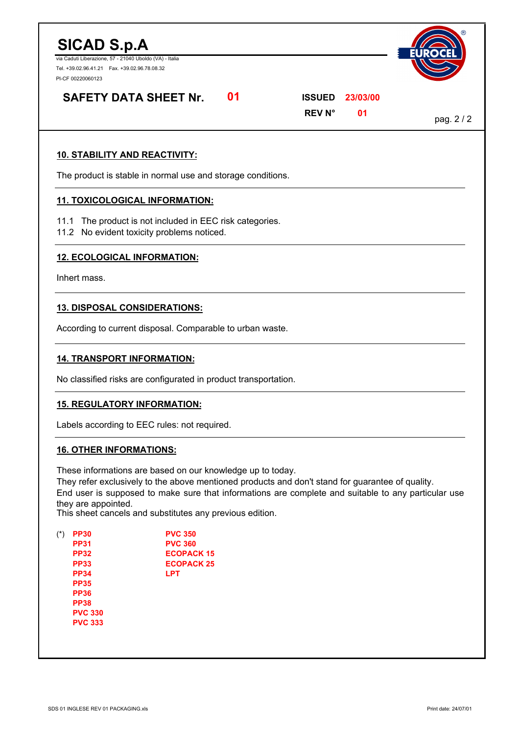**SICAD S.p.A**

via Caduti Liberazione, 57 - 21040 Uboldo (VA) - Italia
Tel. +39.02.96.41.21 Fax. +39.02.96.78.08.32
PI-CF 00220060123

**SAFETY DATA SHEET Nr. 01** **ISSUED 23/03/00**
**REV N° 01**

## 10. STABILITY AND REACTIVITY:

The product is stable in normal use and storage conditions.

## 11. TOXICOLOGICAL INFORMATION:

11.1 The product is not included in EEC risk categories.
11.2 No evident toxicity problems noticed.

## 12. ECOLOGICAL INFORMATION:

Inhert mass.

## 13. DISPOSAL CONSIDERATIONS:

According to current disposal. Comparable to urban waste.

## 14. TRANSPORT INFORMATION:

No classified risks are configurated in product transportation.

## 15. REGULATORY INFORMATION:

Labels according to EEC rules: not required.

## 16. OTHER INFORMATIONS:

These informations are based on our knowledge up to today.
They refer exclusively to the above mentioned products and don't stand for guarantee of quality.
End user is supposed to make sure that informations are complete and suitable to any particular use they are appointed.
This sheet cancels and substitutes any previous edition.

(*) **PP30**
**PP31**
**PP32**
**PP33**
**PP34**
**PP35**
**PP36**
**PP38**
**PVC 330**
**PVC 333**
**PVC 350**
**PVC 360**
**ECOPACK 15**
**ECOPACK 25**
**LPT**

SDS 01 INGLESE REV 01 PACKAGING.xls Print date: 24/07/01